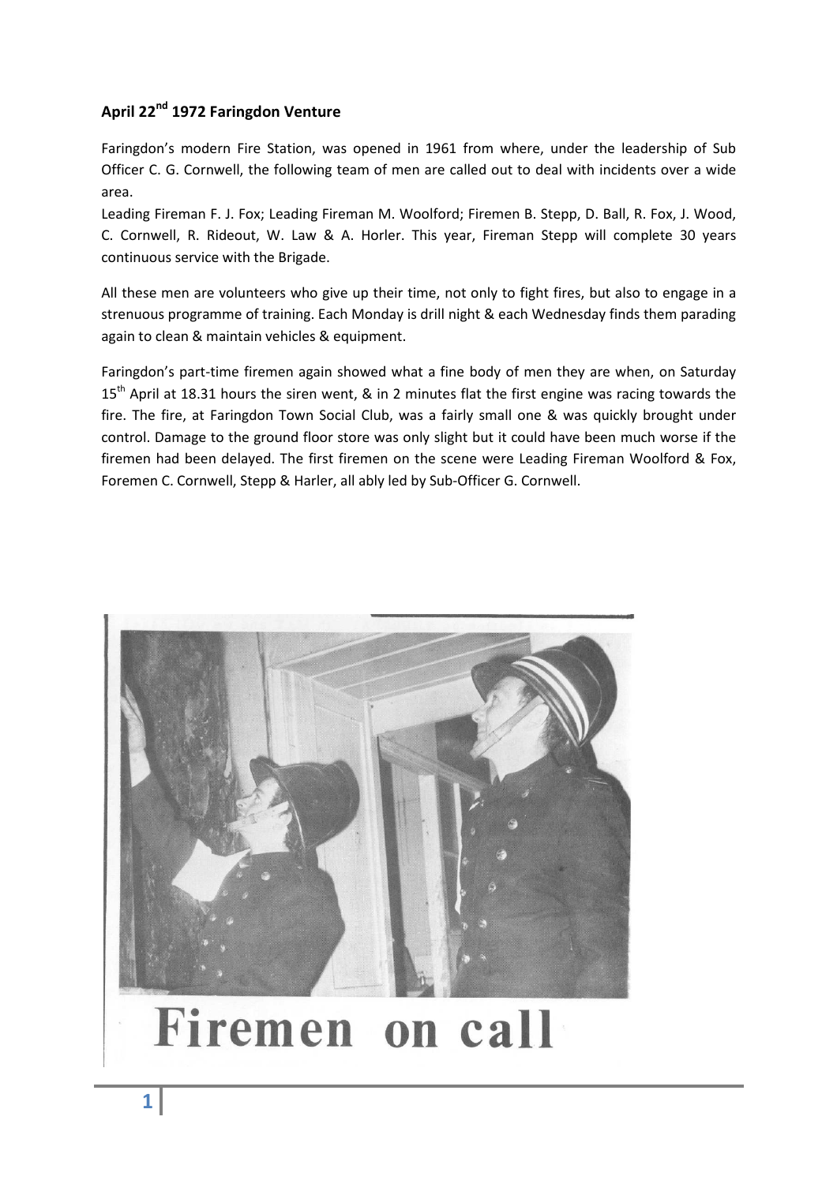**April 22nd 1972 Faringdon Venture**

Faringdon's modern Fire Station, was opened in 1961 from where, under the leadership of Sub Officer C. G. Cornwell, the following team of men are called out to deal with incidents over a wide area.

Leading Fireman F. J. Fox; Leading Fireman M. Woolford; Firemen B. Stepp, D. Ball, R. Fox, J. Wood, C. Cornwell, R. Rideout, W. Law & A. Horler. This year, Fireman Stepp will complete 30 years continuous service with the Brigade.

All these men are volunteers who give up their time, not only to fight fires, but also to engage in a strenuous programme of training. Each Monday is drill night & each Wednesday finds them parading again to clean & maintain vehicles & equipment.

Faringdon's part-time firemen again showed what a fine body of men they are when, on Saturday 15th April at 18.31 hours the siren went, & in 2 minutes flat the first engine was racing towards the fire. The fire, at Faringdon Town Social Club, was a fairly small one & was quickly brought under control. Damage to the ground floor store was only slight but it could have been much worse if the firemen had been delayed. The first firemen on the scene were Leading Fireman Woolford & Fox, Foremen C. Cornwell, Stepp & Harler, all ably led by Sub-Officer G. Cornwell.

# Firemen on call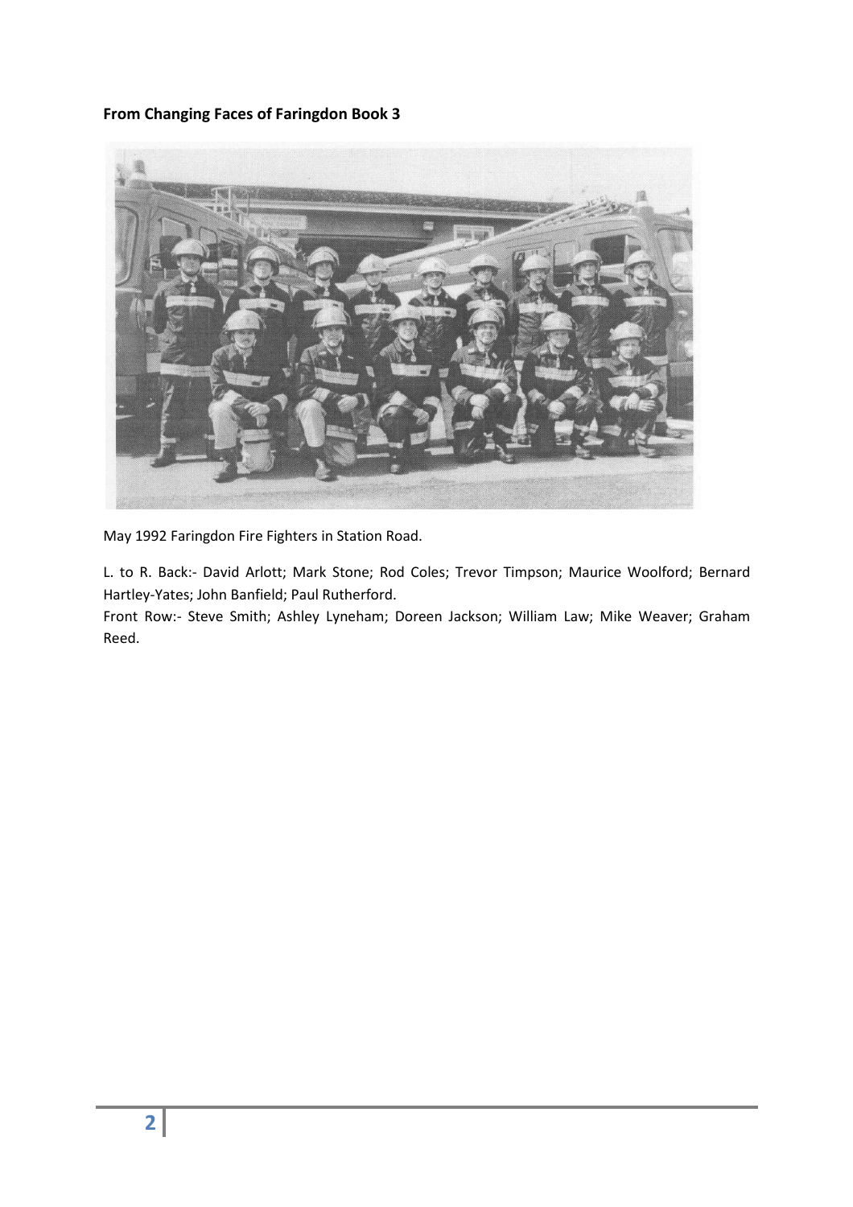**From Changing Faces of Faringdon Book 3**

May 1992 Faringdon Fire Fighters in Station Road.

L. to R. Back:- David Arlott; Mark Stone; Rod Coles; Trevor Timpson; Maurice Woolford; Bernard Hartley-Yates; John Banfield; Paul Rutherford.

Front Row:- Steve Smith; Ashley Lyneham; Doreen Jackson; William Law; Mike Weaver; Graham Reed.